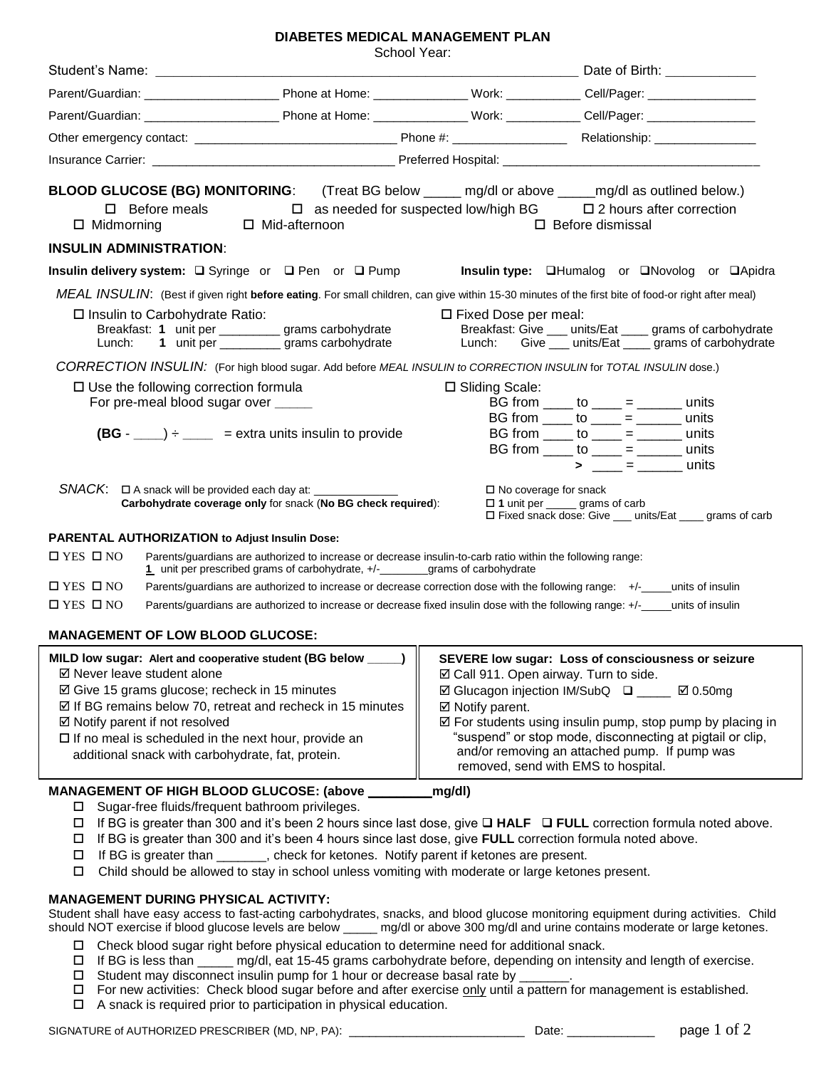# DIABETES MEDICAL MANAGEMENT PLAN

School Year:

Student's Name: ___________________________________________________ Date of Birth: ____________

Parent/Guardian: ____________________ Phone at Home: ______________ Work: ___________ Cell/Pager: ________________

Parent/Guardian: ____________________ Phone at Home: ______________ Work: ___________ Cell/Pager: ________________

Other emergency contact: ______________________________ Phone #: _________________ Relationship: _______________

Insurance Carrier: ____________________________________ Preferred Hospital: ______________________________________

**BLOOD GLUCOSE (BG) MONITORING**: (Treat BG below _____ mg/dl or above _____mg/dl as outlined below.)

☐ Before meals ☐ as needed for suspected low/high BG ☐ 2 hours after correction
☐ Midmorning ☐ Mid-afternoon ☐ Before dismissal

**INSULIN ADMINISTRATION**:

**Insulin delivery system:** ☐ Syringe or ☐ Pen or ☐ Pump **Insulin type:** ☐Humalog or ☐Novolog or ☐Apidra

*MEAL INSULIN*: (Best if given right **before eating**. For small children, can give within 15-30 minutes of the first bite of food-or right after meal)

☐ Insulin to Carbohydrate Ratio:
Breakfast: **1** unit per _________ grams carbohydrate
Lunch: **1** unit per _________ grams carbohydrate

☐ Fixed Dose per meal:
Breakfast: Give ___ units/Eat ____ grams of carbohydrate
Lunch: Give ___ units/Eat ____ grams of carbohydrate

*CORRECTION INSULIN:* (For high blood sugar. Add before *MEAL INSULIN to CORRECTION INSULIN* for *TOTAL INSULIN* dose.)

☐ Use the following correction formula
For pre-meal blood sugar over _____

**(BG** - ____) ÷ ____ = extra units insulin to provide

☐ Sliding Scale:
BG from ____ to ____ = ______ units
BG from ____ to ____ = ______ units
BG from ____ to ____ = ______ units
BG from ____ to ____ = ______ units
\> ____ = ______ units

*SNACK*: ☐ A snack will be provided each day at: _____________
**Carbohydrate coverage only** for snack (**No BG check required**):
☐ No coverage for snack
☐ **1** unit per _____ grams of carb
☐ Fixed snack dose: Give ___ units/Eat ____ grams of carb

**PARENTAL AUTHORIZATION to Adjust Insulin Dose:**

☐ YES ☐ NO Parents/guardians are authorized to increase or decrease insulin-to-carb ratio within the following range: **1** unit per prescribed grams of carbohydrate, +/-________grams of carbohydrate

☐ YES ☐ NO Parents/guardians are authorized to increase or decrease correction dose with the following range: +/-_____units of insulin

☐ YES ☐ NO Parents/guardians are authorized to increase or decrease fixed insulin dose with the following range: +/-_____units of insulin

**MANAGEMENT OF LOW BLOOD GLUCOSE:**

**MILD low sugar: Alert and cooperative student (BG below _____)**
- ☑ Never leave student alone
- ☑ Give 15 grams glucose; recheck in 15 minutes
- ☑ If BG remains below 70, retreat and recheck in 15 minutes
- ☑ Notify parent if not resolved
- ☐ If no meal is scheduled in the next hour, provide an additional snack with carbohydrate, fat, protein.

**SEVERE low sugar: Loss of consciousness or seizure**
- ☑ Call 911. Open airway. Turn to side.
- ☑ Glucagon injection IM/SubQ ☐ _____ ☑ 0.50mg
- ☑ Notify parent.
- ☑ For students using insulin pump, stop pump by placing in "suspend" or stop mode, disconnecting at pigtail or clip, and/or removing an attached pump. If pump was removed, send with EMS to hospital.

**MANAGEMENT OF HIGH BLOOD GLUCOSE: (above _________mg/dl)**

- ☐ Sugar-free fluids/frequent bathroom privileges.
- ☐ If BG is greater than 300 and it's been 2 hours since last dose, give ☐ **HALF** ☐ **FULL** correction formula noted above.
- ☐ If BG is greater than 300 and it's been 4 hours since last dose, give **FULL** correction formula noted above.
- ☐ If BG is greater than _______, check for ketones. Notify parent if ketones are present.
- ☐ Child should be allowed to stay in school unless vomiting with moderate or large ketones present.

**MANAGEMENT DURING PHYSICAL ACTIVITY:**

Student shall have easy access to fast-acting carbohydrates, snacks, and blood glucose monitoring equipment during activities. Child should NOT exercise if blood glucose levels are below _____ mg/dl or above 300 mg/dl and urine contains moderate or large ketones.

- ☐ Check blood sugar right before physical education to determine need for additional snack.
- ☐ If BG is less than _____ mg/dl, eat 15-45 grams carbohydrate before, depending on intensity and length of exercise.
- ☐ Student may disconnect insulin pump for 1 hour or decrease basal rate by _______.
- ☐ For new activities: Check blood sugar before and after exercise only until a pattern for management is established.
- ☐ A snack is required prior to participation in physical education.

SIGNATURE of AUTHORIZED PRESCRIBER (MD, NP, PA): __________________________ Date: ____________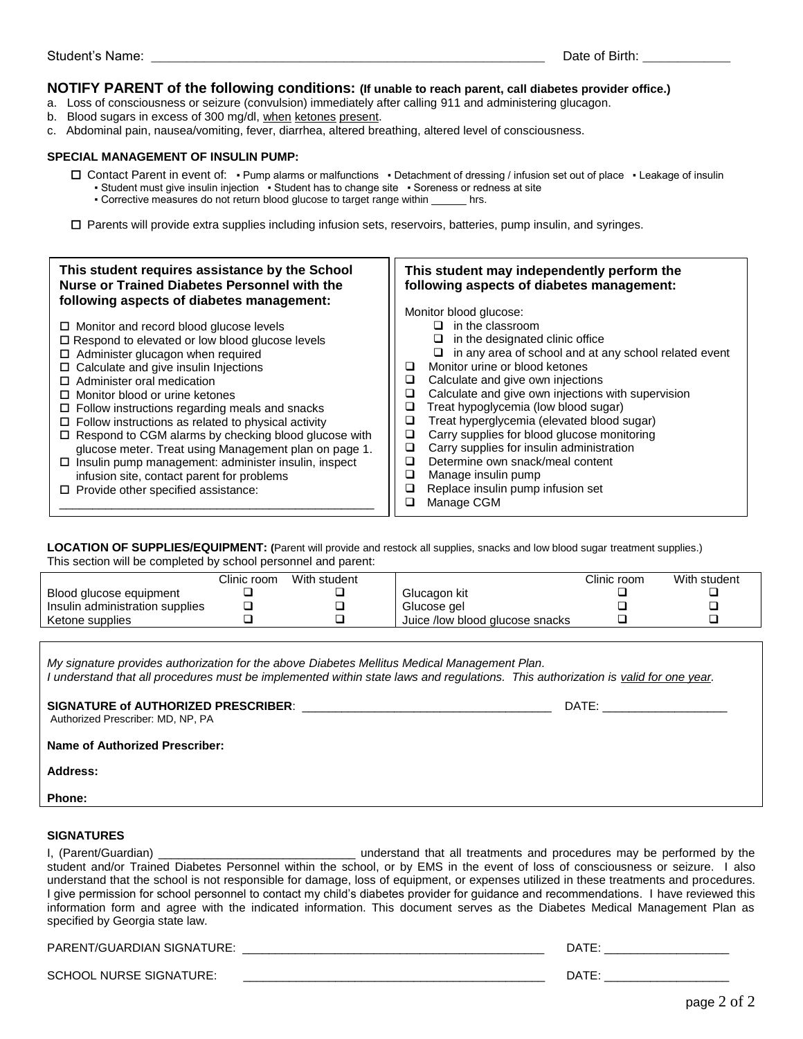Student's Name: ________________________________________________________ Date of Birth: ____________

## NOTIFY PARENT of the following conditions: (If unable to reach parent, call diabetes provider office.)

a. Loss of consciousness or seizure (convulsion) immediately after calling 911 and administering glucagon.
b. Blood sugars in excess of 300 mg/dl, when ketones present.
c. Abdominal pain, nausea/vomiting, fever, diarrhea, altered breathing, altered level of consciousness.

### SPECIAL MANAGEMENT OF INSULIN PUMP:

- ☐ Contact Parent in event of: ▪ Pump alarms or malfunctions ▪ Detachment of dressing / infusion set out of place ▪ Leakage of insulin ▪ Student must give insulin injection ▪ Student has to change site ▪ Soreness or redness at site ▪ Corrective measures do not return blood glucose to target range within ______ hrs.

- ☐ Parents will provide extra supplies including infusion sets, reservoirs, batteries, pump insulin, and syringes.

**This student requires assistance by the School Nurse or Trained Diabetes Personnel with the following aspects of diabetes management:**

- ☐ Monitor and record blood glucose levels
- ☐ Respond to elevated or low blood glucose levels
- ☐ Administer glucagon when required
- ☐ Calculate and give insulin Injections
- ☐ Administer oral medication
- ☐ Monitor blood or urine ketones
- ☐ Follow instructions regarding meals and snacks
- ☐ Follow instructions as related to physical activity
- ☐ Respond to CGM alarms by checking blood glucose with glucose meter. Treat using Management plan on page 1.
- ☐ Insulin pump management: administer insulin, inspect infusion site, contact parent for problems
- ☐ Provide other specified assistance: ________________________________________________

**This student may independently perform the following aspects of diabetes management:**

Monitor blood glucose:
- ☐ in the classroom
- ☐ in the designated clinic office
- ☐ in any area of school and at any school related event

- ☐ Monitor urine or blood ketones
- ☐ Calculate and give own injections
- ☐ Calculate and give own injections with supervision
- ☐ Treat hypoglycemia (low blood sugar)
- ☐ Treat hyperglycemia (elevated blood sugar)
- ☐ Carry supplies for blood glucose monitoring
- ☐ Carry supplies for insulin administration
- ☐ Determine own snack/meal content
- ☐ Manage insulin pump
- ☐ Replace insulin pump infusion set
- ☐ Manage CGM

**LOCATION OF SUPPLIES/EQUIPMENT: (**Parent will provide and restock all supplies, snacks and low blood sugar treatment supplies.)
This section will be completed by school personnel and parent:

| | Clinic room | With student | | Clinic room | With student |
|---|---|---|---|---|---|
| Blood glucose equipment | ☐ | ☐ | Glucagon kit | ☐ | ☐ |
| Insulin administration supplies | ☐ | ☐ | Glucose gel | ☐ | ☐ |
| Ketone supplies | ☐ | ☐ | Juice /low blood glucose snacks | ☐ | ☐ |

*My signature provides authorization for the above Diabetes Mellitus Medical Management Plan.*
*I understand that all procedures must be implemented within state laws and regulations. This authorization is valid for one year.*

**SIGNATURE of AUTHORIZED PRESCRIBER**: ______________________________________ DATE: ___________________
Authorized Prescriber: MD, NP, PA

**Name of Authorized Prescriber:**

**Address:**

**Phone:**

### SIGNATURES

I, (Parent/Guardian) ______________________________ understand that all treatments and procedures may be performed by the student and/or Trained Diabetes Personnel within the school, or by EMS in the event of loss of consciousness or seizure. I also understand that the school is not responsible for damage, loss of equipment, or expenses utilized in these treatments and procedures. I give permission for school personnel to contact my child's diabetes provider for guidance and recommendations. I have reviewed this information form and agree with the indicated information. This document serves as the Diabetes Medical Management Plan as specified by Georgia state law.

PARENT/GUARDIAN SIGNATURE: _______________________________________________ DATE: ___________________

SCHOOL NURSE SIGNATURE: _______________________________________________ DATE: ___________________